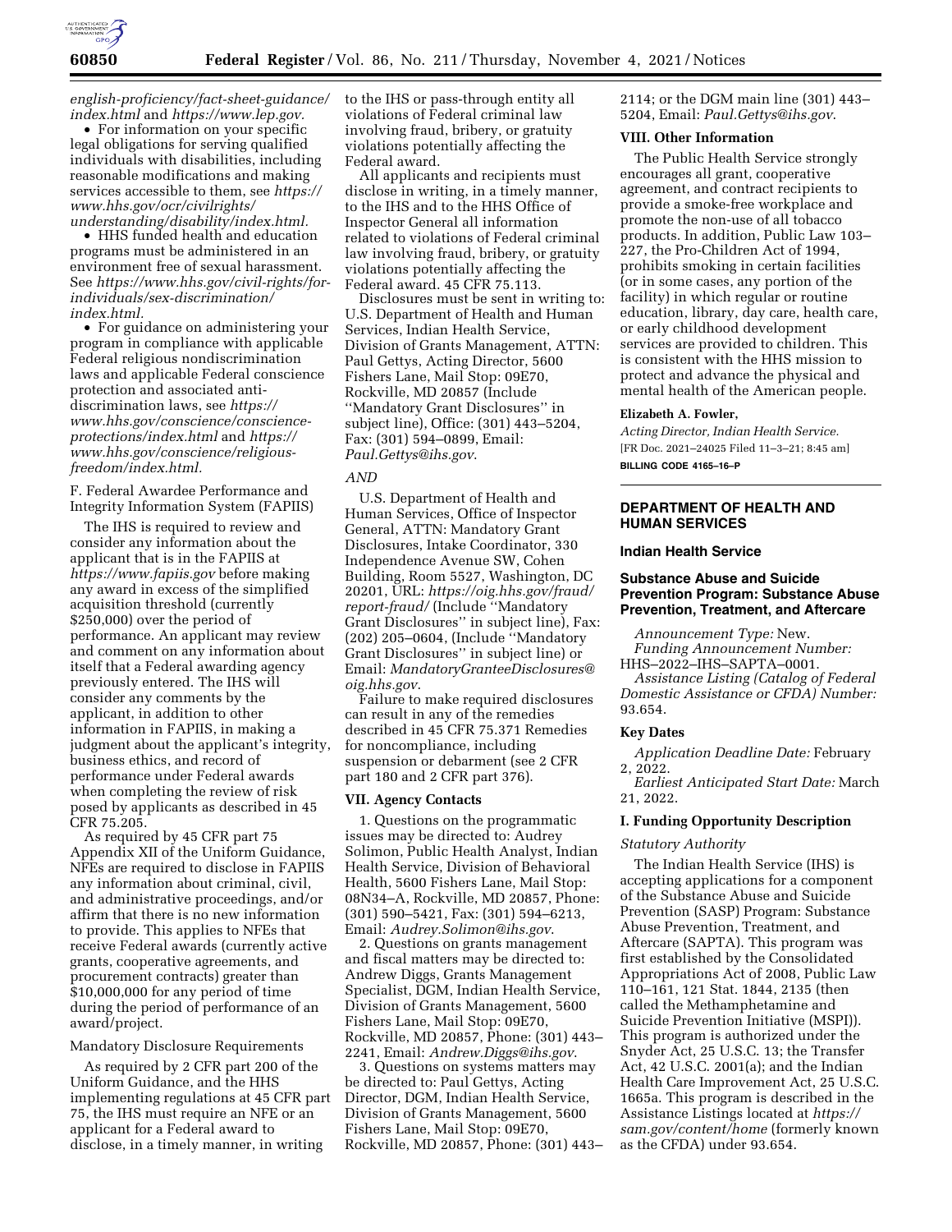*english-proficiency/fact-sheet-guidance/index.html* and *https://www.lep.gov.*

- For information on your specific legal obligations for serving qualified individuals with disabilities, including reasonable modifications and making services accessible to them, see *https://www.hhs.gov/ocr/civilrights/understanding/disability/index.html.*
- HHS funded health and education programs must be administered in an environment free of sexual harassment. See *https://www.hhs.gov/civil-rights/for-individuals/sex-discrimination/index.html.*
- For guidance on administering your program in compliance with applicable Federal religious nondiscrimination laws and applicable Federal conscience protection and associated anti-discrimination laws, see *https://www.hhs.gov/conscience/conscience-protections/index.html* and *https://www.hhs.gov/conscience/religious-freedom/index.html.*

F. Federal Awardee Performance and Integrity Information System (FAPIIS)

The IHS is required to review and consider any information about the applicant that is in the FAPIIS at *https://www.fapiis.gov* before making any award in excess of the simplified acquisition threshold (currently $250,000) over the period of performance. An applicant may review and comment on any information about itself that a Federal awarding agency previously entered. The IHS will consider any comments by the applicant, in addition to other information in FAPIIS, in making a judgment about the applicant's integrity, business ethics, and record of performance under Federal awards when completing the review of risk posed by applicants as described in 45 CFR 75.205.

As required by 45 CFR part 75 Appendix XII of the Uniform Guidance, NFEs are required to disclose in FAPIIS any information about criminal, civil, and administrative proceedings, and/or affirm that there is no new information to provide. This applies to NFEs that receive Federal awards (currently active grants, cooperative agreements, and procurement contracts) greater than $10,000,000 for any period of time during the period of performance of an award/project.

Mandatory Disclosure Requirements

As required by 2 CFR part 200 of the Uniform Guidance, and the HHS implementing regulations at 45 CFR part 75, the IHS must require an NFE or an applicant for a Federal award to disclose, in a timely manner, in writing to the IHS or pass-through entity all violations of Federal criminal law involving fraud, bribery, or gratuity violations potentially affecting the Federal award.

All applicants and recipients must disclose in writing, in a timely manner, to the IHS and to the HHS Office of Inspector General all information related to violations of Federal criminal law involving fraud, bribery, or gratuity violations potentially affecting the Federal award. 45 CFR 75.113.

Disclosures must be sent in writing to: U.S. Department of Health and Human Services, Indian Health Service, Division of Grants Management, ATTN: Paul Gettys, Acting Director, 5600 Fishers Lane, Mail Stop: 09E70, Rockville, MD 20857 (Include ''Mandatory Grant Disclosures'' in subject line), Office: (301) 443–5204, Fax: (301) 594–0899, Email: *Paul.Gettys@ihs.gov*.

*AND*

U.S. Department of Health and Human Services, Office of Inspector General, ATTN: Mandatory Grant Disclosures, Intake Coordinator, 330 Independence Avenue SW, Cohen Building, Room 5527, Washington, DC 20201, URL: *https://oig.hhs.gov/fraud/report-fraud/* (Include ''Mandatory Grant Disclosures'' in subject line), Fax: (202) 205–0604, (Include ''Mandatory Grant Disclosures'' in subject line) or Email: *MandatoryGranteeDisclosures@oig.hhs.gov*.

Failure to make required disclosures can result in any of the remedies described in 45 CFR 75.371 Remedies for noncompliance, including suspension or debarment (see 2 CFR part 180 and 2 CFR part 376).

### VII. Agency Contacts

1. Questions on the programmatic issues may be directed to: Audrey Solimon, Public Health Analyst, Indian Health Service, Division of Behavioral Health, 5600 Fishers Lane, Mail Stop: 08N34–A, Rockville, MD 20857, Phone: (301) 590–5421, Fax: (301) 594–6213, Email: *Audrey.Solimon@ihs.gov*.

2. Questions on grants management and fiscal matters may be directed to: Andrew Diggs, Grants Management Specialist, DGM, Indian Health Service, Division of Grants Management, 5600 Fishers Lane, Mail Stop: 09E70, Rockville, MD 20857, Phone: (301) 443–2241, Email: *Andrew.Diggs@ihs.gov*.

3. Questions on systems matters may be directed to: Paul Gettys, Acting Director, DGM, Indian Health Service, Division of Grants Management, 5600 Fishers Lane, Mail Stop: 09E70, Rockville, MD 20857, Phone: (301) 443–2114; or the DGM main line (301) 443–5204, Email: *Paul.Gettys@ihs.gov*.

### VIII. Other Information

The Public Health Service strongly encourages all grant, cooperative agreement, and contract recipients to provide a smoke-free workplace and promote the non-use of all tobacco products. In addition, Public Law 103–227, the Pro-Children Act of 1994, prohibits smoking in certain facilities (or in some cases, any portion of the facility) in which regular or routine education, library, day care, health care, or early childhood development services are provided to children. This is consistent with the HHS mission to protect and advance the physical and mental health of the American people.

**Elizabeth A. Fowler,**

*Acting Director, Indian Health Service.*

[FR Doc. 2021–24025 Filed 11–3–21; 8:45 am]

**BILLING CODE 4165–16–P**

---

## DEPARTMENT OF HEALTH AND HUMAN SERVICES

### Indian Health Service

### Substance Abuse and Suicide Prevention Program: Substance Abuse Prevention, Treatment, and Aftercare

*Announcement Type:* New.

*Funding Announcement Number:* HHS–2022–IHS–SAPTA–0001.

*Assistance Listing (Catalog of Federal Domestic Assistance or CFDA) Number:* 93.654.

### Key Dates

*Application Deadline Date:* February 2, 2022.

*Earliest Anticipated Start Date:* March 21, 2022.

### I. Funding Opportunity Description

*Statutory Authority*

The Indian Health Service (IHS) is accepting applications for a component of the Substance Abuse and Suicide Prevention (SASP) Program: Substance Abuse Prevention, Treatment, and Aftercare (SAPTA). This program was first established by the Consolidated Appropriations Act of 2008, Public Law 110–161, 121 Stat. 1844, 2135 (then called the Methamphetamine and Suicide Prevention Initiative (MSPI)). This program is authorized under the Snyder Act, 25 U.S.C. 13; the Transfer Act, 42 U.S.C. 2001(a); and the Indian Health Care Improvement Act, 25 U.S.C. 1665a. This program is described in the Assistance Listings located at *https://sam.gov/content/home* (formerly known as the CFDA) under 93.654.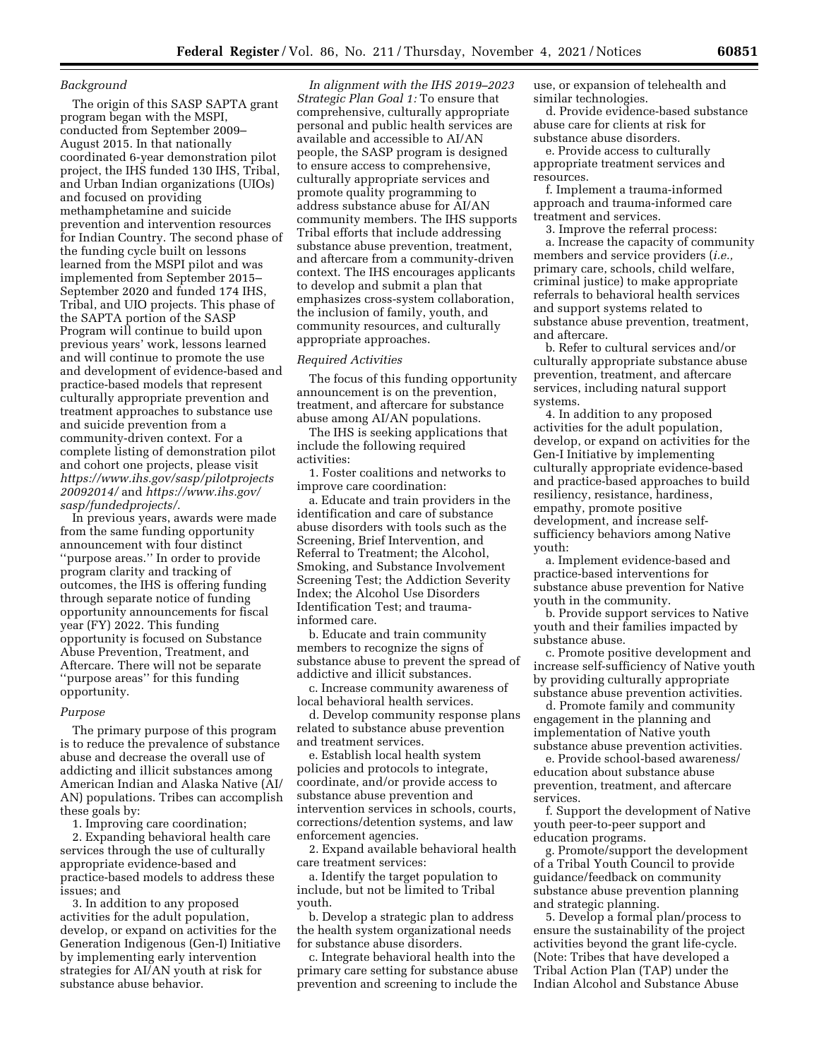*Background*

The origin of this SASP SAPTA grant program began with the MSPI, conducted from September 2009–August 2015. In that nationally coordinated 6-year demonstration pilot project, the IHS funded 130 IHS, Tribal, and Urban Indian organizations (UIOs) and focused on providing methamphetamine and suicide prevention and intervention resources for Indian Country. The second phase of the funding cycle built on lessons learned from the MSPI pilot and was implemented from September 2015–September 2020 and funded 174 IHS, Tribal, and UIO projects. This phase of the SAPTA portion of the SASP Program will continue to build upon previous years' work, lessons learned and will continue to promote the use and development of evidence-based and practice-based models that represent culturally appropriate prevention and treatment approaches to substance use and suicide prevention from a community-driven context. For a complete listing of demonstration pilot and cohort one projects, please visit *https://www.ihs.gov/sasp/pilotprojects20092014/* and *https://www.ihs.gov/sasp/fundedprojects/.*

In previous years, awards were made from the same funding opportunity announcement with four distinct ''purpose areas.'' In order to provide program clarity and tracking of outcomes, the IHS is offering funding through separate notice of funding opportunity announcements for fiscal year (FY) 2022. This funding opportunity is focused on Substance Abuse Prevention, Treatment, and Aftercare. There will not be separate ''purpose areas'' for this funding opportunity.

*Purpose*

The primary purpose of this program is to reduce the prevalence of substance abuse and decrease the overall use of addicting and illicit substances among American Indian and Alaska Native (AI/AN) populations. Tribes can accomplish these goals by:

1. Improving care coordination;

2. Expanding behavioral health care services through the use of culturally appropriate evidence-based and practice-based models to address these issues; and

3. In addition to any proposed activities for the adult population, develop, or expand on activities for the Generation Indigenous (Gen-I) Initiative by implementing early intervention strategies for AI/AN youth at risk for substance abuse behavior.

*In alignment with the IHS 2019–2023 Strategic Plan Goal 1:* To ensure that comprehensive, culturally appropriate personal and public health services are available and accessible to AI/AN people, the SASP program is designed to ensure access to comprehensive, culturally appropriate services and promote quality programming to address substance abuse for AI/AN community members. The IHS supports Tribal efforts that include addressing substance abuse prevention, treatment, and aftercare from a community-driven context. The IHS encourages applicants to develop and submit a plan that emphasizes cross-system collaboration, the inclusion of family, youth, and community resources, and culturally appropriate approaches.

*Required Activities*

The focus of this funding opportunity announcement is on the prevention, treatment, and aftercare for substance abuse among AI/AN populations.

The IHS is seeking applications that include the following required activities:

1. Foster coalitions and networks to improve care coordination:

a. Educate and train providers in the identification and care of substance abuse disorders with tools such as the Screening, Brief Intervention, and Referral to Treatment; the Alcohol, Smoking, and Substance Involvement Screening Test; the Addiction Severity Index; the Alcohol Use Disorders Identification Test; and trauma-informed care.

b. Educate and train community members to recognize the signs of substance abuse to prevent the spread of addictive and illicit substances.

c. Increase community awareness of local behavioral health services.

d. Develop community response plans related to substance abuse prevention and treatment services.

e. Establish local health system policies and protocols to integrate, coordinate, and/or provide access to substance abuse prevention and intervention services in schools, courts, corrections/detention systems, and law enforcement agencies.

2. Expand available behavioral health care treatment services:

a. Identify the target population to include, but not be limited to Tribal youth.

b. Develop a strategic plan to address the health system organizational needs for substance abuse disorders.

c. Integrate behavioral health into the primary care setting for substance abuse prevention and screening to include the use, or expansion of telehealth and similar technologies.

d. Provide evidence-based substance abuse care for clients at risk for substance abuse disorders.

e. Provide access to culturally appropriate treatment services and resources.

f. Implement a trauma-informed approach and trauma-informed care treatment and services.

3. Improve the referral process:

a. Increase the capacity of community members and service providers (*i.e.,* primary care, schools, child welfare, criminal justice) to make appropriate referrals to behavioral health services and support systems related to substance abuse prevention, treatment, and aftercare.

b. Refer to cultural services and/or culturally appropriate substance abuse prevention, treatment, and aftercare services, including natural support systems.

4. In addition to any proposed activities for the adult population, develop, or expand on activities for the Gen-I Initiative by implementing culturally appropriate evidence-based and practice-based approaches to build resiliency, resistance, hardiness, empathy, promote positive development, and increase self-sufficiency behaviors among Native youth:

a. Implement evidence-based and practice-based interventions for substance abuse prevention for Native youth in the community.

b. Provide support services to Native youth and their families impacted by substance abuse.

c. Promote positive development and increase self-sufficiency of Native youth by providing culturally appropriate substance abuse prevention activities.

d. Promote family and community engagement in the planning and implementation of Native youth substance abuse prevention activities.

e. Provide school-based awareness/education about substance abuse prevention, treatment, and aftercare services.

f. Support the development of Native youth peer-to-peer support and education programs.

g. Promote/support the development of a Tribal Youth Council to provide guidance/feedback on community substance abuse prevention planning and strategic planning.

5. Develop a formal plan/process to ensure the sustainability of the project activities beyond the grant life-cycle. (Note: Tribes that have developed a Tribal Action Plan (TAP) under the Indian Alcohol and Substance Abuse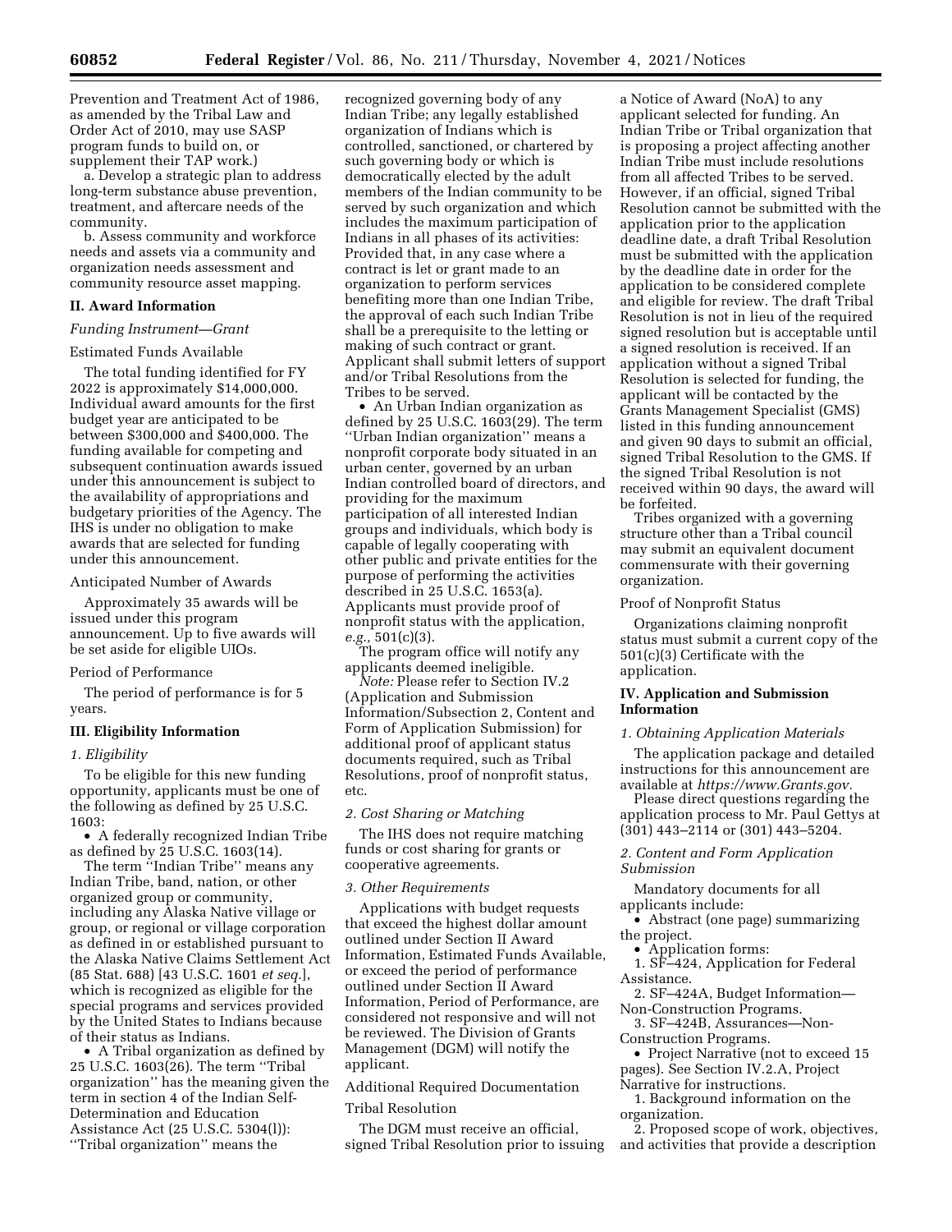Prevention and Treatment Act of 1986, as amended by the Tribal Law and Order Act of 2010, may use SASP program funds to build on, or supplement their TAP work.)

a. Develop a strategic plan to address long-term substance abuse prevention, treatment, and aftercare needs of the community.

b. Assess community and workforce needs and assets via a community and organization needs assessment and community resource asset mapping.

## II. Award Information

*Funding Instrument—Grant*

Estimated Funds Available

The total funding identified for FY 2022 is approximately $14,000,000. Individual award amounts for the first budget year are anticipated to be between $300,000 and $400,000. The funding available for competing and subsequent continuation awards issued under this announcement is subject to the availability of appropriations and budgetary priorities of the Agency. The IHS is under no obligation to make awards that are selected for funding under this announcement.

Anticipated Number of Awards

Approximately 35 awards will be issued under this program announcement. Up to five awards will be set aside for eligible UIOs.

Period of Performance

The period of performance is for 5 years.

## III. Eligibility Information

*1. Eligibility*

To be eligible for this new funding opportunity, applicants must be one of the following as defined by 25 U.S.C. 1603:

• A federally recognized Indian Tribe as defined by 25 U.S.C. 1603(14).

The term ''Indian Tribe'' means any Indian Tribe, band, nation, or other organized group or community, including any Alaska Native village or group, or regional or village corporation as defined in or established pursuant to the Alaska Native Claims Settlement Act (85 Stat. 688) [43 U.S.C. 1601 *et seq.*], which is recognized as eligible for the special programs and services provided by the United States to Indians because of their status as Indians.

• A Tribal organization as defined by 25 U.S.C. 1603(26). The term ''Tribal organization'' has the meaning given the term in section 4 of the Indian Self-Determination and Education Assistance Act (25 U.S.C. 5304(l)): ''Tribal organization'' means the recognized governing body of any Indian Tribe; any legally established organization of Indians which is controlled, sanctioned, or chartered by such governing body or which is democratically elected by the adult members of the Indian community to be served by such organization and which includes the maximum participation of Indians in all phases of its activities: Provided that, in any case where a contract is let or grant made to an organization to perform services benefiting more than one Indian Tribe, the approval of each such Indian Tribe shall be a prerequisite to the letting or making of such contract or grant. Applicant shall submit letters of support and/or Tribal Resolutions from the Tribes to be served.

• An Urban Indian organization as defined by 25 U.S.C. 1603(29). The term ''Urban Indian organization'' means a nonprofit corporate body situated in an urban center, governed by an urban Indian controlled board of directors, and providing for the maximum participation of all interested Indian groups and individuals, which body is capable of legally cooperating with other public and private entities for the purpose of performing the activities described in 25 U.S.C. 1653(a). Applicants must provide proof of nonprofit status with the application, *e.g.,* 501(c)(3).

The program office will notify any applicants deemed ineligible.

*Note:* Please refer to Section IV.2 (Application and Submission Information/Subsection 2, Content and Form of Application Submission) for additional proof of applicant status documents required, such as Tribal Resolutions, proof of nonprofit status, etc.

*2. Cost Sharing or Matching*

The IHS does not require matching funds or cost sharing for grants or cooperative agreements.

*3. Other Requirements*

Applications with budget requests that exceed the highest dollar amount outlined under Section II Award Information, Estimated Funds Available, or exceed the period of performance outlined under Section II Award Information, Period of Performance, are considered not responsive and will not be reviewed. The Division of Grants Management (DGM) will notify the applicant.

Additional Required Documentation

Tribal Resolution

The DGM must receive an official, signed Tribal Resolution prior to issuing a Notice of Award (NoA) to any applicant selected for funding. An Indian Tribe or Tribal organization that is proposing a project affecting another Indian Tribe must include resolutions from all affected Tribes to be served. However, if an official, signed Tribal Resolution cannot be submitted with the application prior to the application deadline date, a draft Tribal Resolution must be submitted with the application by the deadline date in order for the application to be considered complete and eligible for review. The draft Tribal Resolution is not in lieu of the required signed resolution but is acceptable until a signed resolution is received. If an application without a signed Tribal Resolution is selected for funding, the applicant will be contacted by the Grants Management Specialist (GMS) listed in this funding announcement and given 90 days to submit an official, signed Tribal Resolution to the GMS. If the signed Tribal Resolution is not received within 90 days, the award will be forfeited.

Tribes organized with a governing structure other than a Tribal council may submit an equivalent document commensurate with their governing organization.

Proof of Nonprofit Status

Organizations claiming nonprofit status must submit a current copy of the 501(c)(3) Certificate with the application.

## IV. Application and Submission Information

*1. Obtaining Application Materials*

The application package and detailed instructions for this announcement are available at *https://www.Grants.gov.*

Please direct questions regarding the application process to Mr. Paul Gettys at (301) 443–2114 or (301) 443–5204.

*2. Content and Form Application Submission*

Mandatory documents for all applicants include:

• Abstract (one page) summarizing the project.

• Application forms:

1. SF–424, Application for Federal Assistance.

2. SF–424A, Budget Information—Non-Construction Programs.

3. SF–424B, Assurances—Non-Construction Programs.

• Project Narrative (not to exceed 15 pages). See Section IV.2.A, Project Narrative for instructions.

1. Background information on the organization.

2. Proposed scope of work, objectives, and activities that provide a description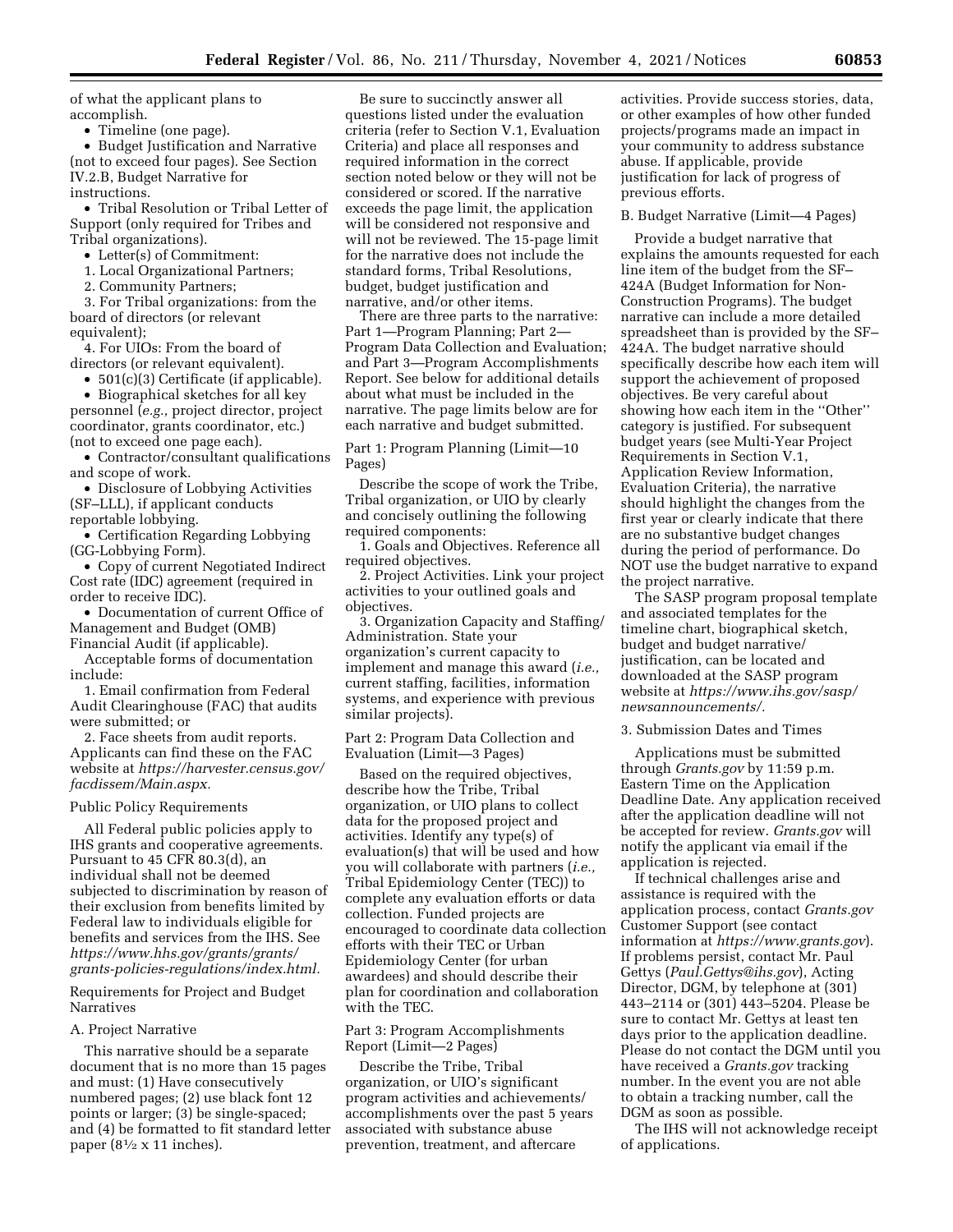of what the applicant plans to accomplish.

- Timeline (one page).
- Budget Justification and Narrative (not to exceed four pages). See Section IV.2.B, Budget Narrative for instructions.
- Tribal Resolution or Tribal Letter of Support (only required for Tribes and Tribal organizations).
- Letter(s) of Commitment:

1. Local Organizational Partners;
2. Community Partners;
3. For Tribal organizations: from the board of directors (or relevant equivalent);
4. For UIOs: From the board of directors (or relevant equivalent).

- 501(c)(3) Certificate (if applicable).
- Biographical sketches for all key personnel (*e.g.,* project director, project coordinator, grants coordinator, etc.) (not to exceed one page each).
- Contractor/consultant qualifications and scope of work.
- Disclosure of Lobbying Activities (SF–LLL), if applicant conducts reportable lobbying.
- Certification Regarding Lobbying (GG-Lobbying Form).
- Copy of current Negotiated Indirect Cost rate (IDC) agreement (required in order to receive IDC).
- Documentation of current Office of Management and Budget (OMB) Financial Audit (if applicable).

Acceptable forms of documentation include:

1. Email confirmation from Federal Audit Clearinghouse (FAC) that audits were submitted; or
2. Face sheets from audit reports. Applicants can find these on the FAC website at *https://harvester.census.gov/facdissem/Main.aspx.*

Public Policy Requirements

All Federal public policies apply to IHS grants and cooperative agreements. Pursuant to 45 CFR 80.3(d), an individual shall not be deemed subjected to discrimination by reason of their exclusion from benefits limited by Federal law to individuals eligible for benefits and services from the IHS. See *https://www.hhs.gov/grants/grants/grants-policies-regulations/index.html.*

Requirements for Project and Budget Narratives

A. Project Narrative

This narrative should be a separate document that is no more than 15 pages and must: (1) Have consecutively numbered pages; (2) use black font 12 points or larger; (3) be single-spaced; and (4) be formatted to fit standard letter paper (8½ x 11 inches).

Be sure to succinctly answer all questions listed under the evaluation criteria (refer to Section V.1, Evaluation Criteria) and place all responses and required information in the correct section noted below or they will not be considered or scored. If the narrative exceeds the page limit, the application will be considered not responsive and will not be reviewed. The 15-page limit for the narrative does not include the standard forms, Tribal Resolutions, budget, budget justification and narrative, and/or other items.

There are three parts to the narrative: Part 1—Program Planning; Part 2—Program Data Collection and Evaluation; and Part 3—Program Accomplishments Report. See below for additional details about what must be included in the narrative. The page limits below are for each narrative and budget submitted.

Part 1: Program Planning (Limit—10 Pages)

Describe the scope of work the Tribe, Tribal organization, or UIO by clearly and concisely outlining the following required components:

1. Goals and Objectives. Reference all required objectives.
2. Project Activities. Link your project activities to your outlined goals and objectives.
3. Organization Capacity and Staffing/Administration. State your organization's current capacity to implement and manage this award (*i.e.,* current staffing, facilities, information systems, and experience with previous similar projects).

Part 2: Program Data Collection and Evaluation (Limit—3 Pages)

Based on the required objectives, describe how the Tribe, Tribal organization, or UIO plans to collect data for the proposed project and activities. Identify any type(s) of evaluation(s) that will be used and how you will collaborate with partners (*i.e.,* Tribal Epidemiology Center (TEC)) to complete any evaluation efforts or data collection. Funded projects are encouraged to coordinate data collection efforts with their TEC or Urban Epidemiology Center (for urban awardees) and should describe their plan for coordination and collaboration with the TEC.

Part 3: Program Accomplishments Report (Limit—2 Pages)

Describe the Tribe, Tribal organization, or UIO's significant program activities and achievements/accomplishments over the past 5 years associated with substance abuse prevention, treatment, and aftercare activities. Provide success stories, data, or other examples of how other funded projects/programs made an impact in your community to address substance abuse. If applicable, provide justification for lack of progress of previous efforts.

B. Budget Narrative (Limit—4 Pages)

Provide a budget narrative that explains the amounts requested for each line item of the budget from the SF–424A (Budget Information for Non-Construction Programs). The budget narrative can include a more detailed spreadsheet than is provided by the SF–424A. The budget narrative should specifically describe how each item will support the achievement of proposed objectives. Be very careful about showing how each item in the "Other" category is justified. For subsequent budget years (see Multi-Year Project Requirements in Section V.1, Application Review Information, Evaluation Criteria), the narrative should highlight the changes from the first year or clearly indicate that there are no substantive budget changes during the period of performance. Do NOT use the budget narrative to expand the project narrative.

The SASP program proposal template and associated templates for the timeline chart, biographical sketch, budget and budget narrative/justification, can be located and downloaded at the SASP program website at *https://www.ihs.gov/sasp/newsannouncements/.*

3. Submission Dates and Times

Applications must be submitted through *Grants.gov* by 11:59 p.m. Eastern Time on the Application Deadline Date. Any application received after the application deadline will not be accepted for review. *Grants.gov* will notify the applicant via email if the application is rejected.

If technical challenges arise and assistance is required with the application process, contact *Grants.gov* Customer Support (see contact information at *https://www.grants.gov*). If problems persist, contact Mr. Paul Gettys (*Paul.Gettys@ihs.gov*), Acting Director, DGM, by telephone at (301) 443–2114 or (301) 443–5204. Please be sure to contact Mr. Gettys at least ten days prior to the application deadline. Please do not contact the DGM until you have received a *Grants.gov* tracking number. In the event you are not able to obtain a tracking number, call the DGM as soon as possible.

The IHS will not acknowledge receipt of applications.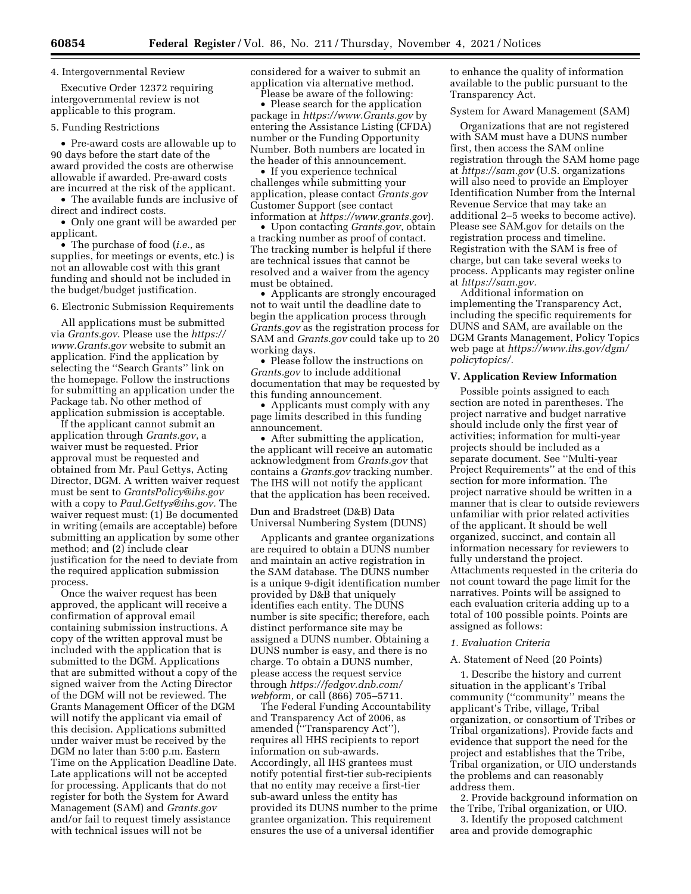4. Intergovernmental Review

Executive Order 12372 requiring intergovernmental review is not applicable to this program.

5. Funding Restrictions

- Pre-award costs are allowable up to 90 days before the start date of the award provided the costs are otherwise allowable if awarded. Pre-award costs are incurred at the risk of the applicant.
- The available funds are inclusive of direct and indirect costs.
- Only one grant will be awarded per applicant.
- The purchase of food (*i.e.,* as supplies, for meetings or events, etc.) is not an allowable cost with this grant funding and should not be included in the budget/budget justification.

6. Electronic Submission Requirements

All applications must be submitted via *Grants.gov*. Please use the *https://www.Grants.gov* website to submit an application. Find the application by selecting the ''Search Grants'' link on the homepage. Follow the instructions for submitting an application under the Package tab. No other method of application submission is acceptable.

If the applicant cannot submit an application through *Grants.gov*, a waiver must be requested. Prior approval must be requested and obtained from Mr. Paul Gettys, Acting Director, DGM. A written waiver request must be sent to *GrantsPolicy@ihs.gov* with a copy to *Paul.Gettys@ihs.gov.* The waiver request must: (1) Be documented in writing (emails are acceptable) before submitting an application by some other method; and (2) include clear justification for the need to deviate from the required application submission process.

Once the waiver request has been approved, the applicant will receive a confirmation of approval email containing submission instructions. A copy of the written approval must be included with the application that is submitted to the DGM. Applications that are submitted without a copy of the signed waiver from the Acting Director of the DGM will not be reviewed. The Grants Management Officer of the DGM will notify the applicant via email of this decision. Applications submitted under waiver must be received by the DGM no later than 5:00 p.m. Eastern Time on the Application Deadline Date. Late applications will not be accepted for processing. Applicants that do not register for both the System for Award Management (SAM) and *Grants.gov* and/or fail to request timely assistance with technical issues will not be considered for a waiver to submit an application via alternative method.

Please be aware of the following:

- Please search for the application package in *https://www.Grants.gov* by entering the Assistance Listing (CFDA) number or the Funding Opportunity Number. Both numbers are located in the header of this announcement.
- If you experience technical challenges while submitting your application, please contact *Grants.gov* Customer Support (see contact information at *https://www.grants.gov*).
- Upon contacting *Grants.gov*, obtain a tracking number as proof of contact. The tracking number is helpful if there are technical issues that cannot be resolved and a waiver from the agency must be obtained.
- Applicants are strongly encouraged not to wait until the deadline date to begin the application process through *Grants.gov* as the registration process for SAM and *Grants.gov* could take up to 20 working days.
- Please follow the instructions on *Grants.gov* to include additional documentation that may be requested by this funding announcement.
- Applicants must comply with any page limits described in this funding announcement.
- After submitting the application, the applicant will receive an automatic acknowledgment from *Grants.gov* that contains a *Grants.gov* tracking number. The IHS will not notify the applicant that the application has been received.

Dun and Bradstreet (D&B) Data Universal Numbering System (DUNS)

Applicants and grantee organizations are required to obtain a DUNS number and maintain an active registration in the SAM database. The DUNS number is a unique 9-digit identification number provided by D&B that uniquely identifies each entity. The DUNS number is site specific; therefore, each distinct performance site may be assigned a DUNS number. Obtaining a DUNS number is easy, and there is no charge. To obtain a DUNS number, please access the request service through *https://fedgov.dnb.com/webform,* or call (866) 705–5711.

The Federal Funding Accountability and Transparency Act of 2006, as amended (''Transparency Act''), requires all HHS recipients to report information on sub-awards. Accordingly, all IHS grantees must notify potential first-tier sub-recipients that no entity may receive a first-tier sub-award unless the entity has provided its DUNS number to the prime grantee organization. This requirement ensures the use of a universal identifier to enhance the quality of information available to the public pursuant to the Transparency Act.

System for Award Management (SAM)

Organizations that are not registered with SAM must have a DUNS number first, then access the SAM online registration through the SAM home page at *https://sam.gov* (U.S. organizations will also need to provide an Employer Identification Number from the Internal Revenue Service that may take an additional 2–5 weeks to become active). Please see SAM.gov for details on the registration process and timeline. Registration with the SAM is free of charge, but can take several weeks to process. Applicants may register online at *https://sam.gov.*

Additional information on implementing the Transparency Act, including the specific requirements for DUNS and SAM, are available on the DGM Grants Management, Policy Topics web page at *https://www.ihs.gov/dgm/policytopics/.*

## V. Application Review Information

Possible points assigned to each section are noted in parentheses. The project narrative and budget narrative should include only the first year of activities; information for multi-year projects should be included as a separate document. See ''Multi-year Project Requirements'' at the end of this section for more information. The project narrative should be written in a manner that is clear to outside reviewers unfamiliar with prior related activities of the applicant. It should be well organized, succinct, and contain all information necessary for reviewers to fully understand the project. Attachments requested in the criteria do not count toward the page limit for the narratives. Points will be assigned to each evaluation criteria adding up to a total of 100 possible points. Points are assigned as follows:

*1. Evaluation Criteria*

A. Statement of Need (20 Points)

1. Describe the history and current situation in the applicant's Tribal community (''community'' means the applicant's Tribe, village, Tribal organization, or consortium of Tribes or Tribal organizations). Provide facts and evidence that support the need for the project and establishes that the Tribe, Tribal organization, or UIO understands the problems and can reasonably address them.

2. Provide background information on the Tribe, Tribal organization, or UIO.

3. Identify the proposed catchment area and provide demographic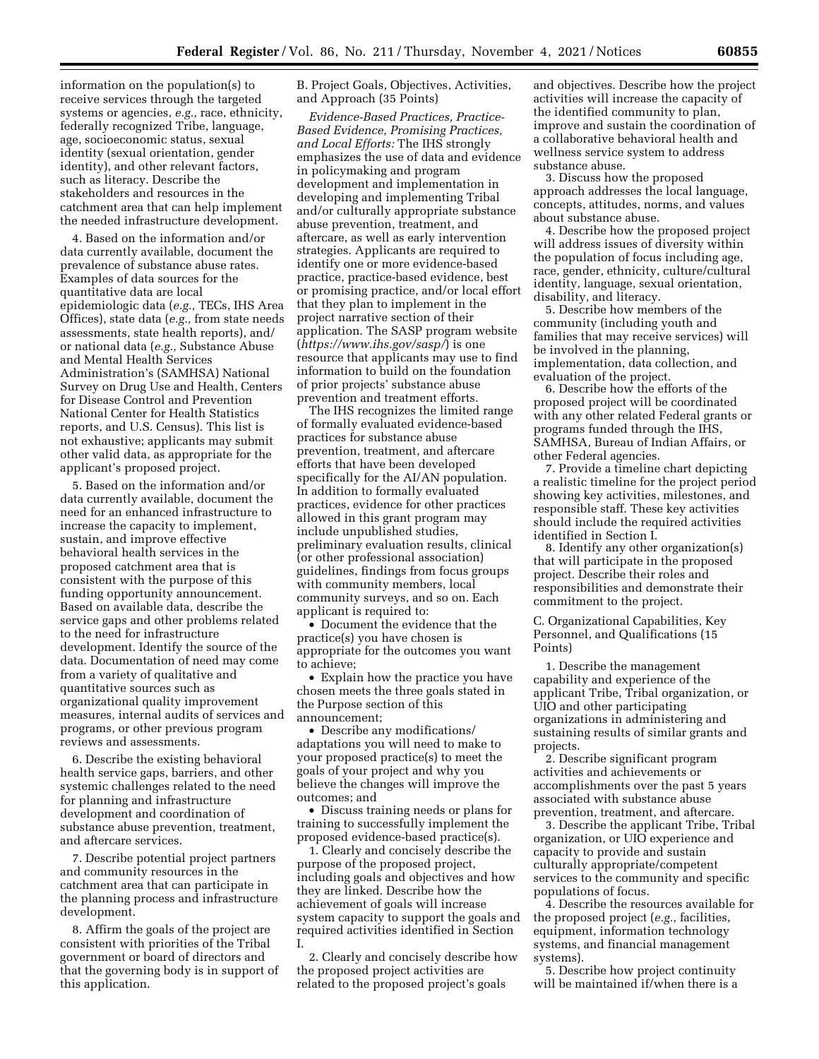information on the population(s) to receive services through the targeted systems or agencies, *e.g.,* race, ethnicity, federally recognized Tribe, language, age, socioeconomic status, sexual identity (sexual orientation, gender identity), and other relevant factors, such as literacy. Describe the stakeholders and resources in the catchment area that can help implement the needed infrastructure development.

4. Based on the information and/or data currently available, document the prevalence of substance abuse rates. Examples of data sources for the quantitative data are local epidemiologic data (*e.g.,* TECs, IHS Area Offices), state data (*e.g.,* from state needs assessments, state health reports), and/or national data (*e.g.,* Substance Abuse and Mental Health Services Administration's (SAMHSA) National Survey on Drug Use and Health, Centers for Disease Control and Prevention National Center for Health Statistics reports, and U.S. Census). This list is not exhaustive; applicants may submit other valid data, as appropriate for the applicant's proposed project.

5. Based on the information and/or data currently available, document the need for an enhanced infrastructure to increase the capacity to implement, sustain, and improve effective behavioral health services in the proposed catchment area that is consistent with the purpose of this funding opportunity announcement. Based on available data, describe the service gaps and other problems related to the need for infrastructure development. Identify the source of the data. Documentation of need may come from a variety of qualitative and quantitative sources such as organizational quality improvement measures, internal audits of services and programs, or other previous program reviews and assessments.

6. Describe the existing behavioral health service gaps, barriers, and other systemic challenges related to the need for planning and infrastructure development and coordination of substance abuse prevention, treatment, and aftercare services.

7. Describe potential project partners and community resources in the catchment area that can participate in the planning process and infrastructure development.

8. Affirm the goals of the project are consistent with priorities of the Tribal government or board of directors and that the governing body is in support of this application.

B. Project Goals, Objectives, Activities, and Approach (35 Points)

*Evidence-Based Practices, Practice-Based Evidence, Promising Practices, and Local Efforts:* The IHS strongly emphasizes the use of data and evidence in policymaking and program development and implementation in developing and implementing Tribal and/or culturally appropriate substance abuse prevention, treatment, and aftercare, as well as early intervention strategies. Applicants are required to identify one or more evidence-based practice, practice-based evidence, best or promising practice, and/or local effort that they plan to implement in the project narrative section of their application. The SASP program website (*https://www.ihs.gov/sasp/*) is one resource that applicants may use to find information to build on the foundation of prior projects' substance abuse prevention and treatment efforts.

The IHS recognizes the limited range of formally evaluated evidence-based practices for substance abuse prevention, treatment, and aftercare efforts that have been developed specifically for the AI/AN population. In addition to formally evaluated practices, evidence for other practices allowed in this grant program may include unpublished studies, preliminary evaluation results, clinical (or other professional association) guidelines, findings from focus groups with community members, local community surveys, and so on. Each applicant is required to:

- Document the evidence that the practice(s) you have chosen is appropriate for the outcomes you want to achieve;
- Explain how the practice you have chosen meets the three goals stated in the Purpose section of this announcement;
- Describe any modifications/adaptations you will need to make to your proposed practice(s) to meet the goals of your project and why you believe the changes will improve the outcomes; and
- Discuss training needs or plans for training to successfully implement the proposed evidence-based practice(s).

1. Clearly and concisely describe the purpose of the proposed project, including goals and objectives and how they are linked. Describe how the achievement of goals will increase system capacity to support the goals and required activities identified in Section I.

2. Clearly and concisely describe how the proposed project activities are related to the proposed project's goals and objectives. Describe how the project activities will increase the capacity of the identified community to plan, improve and sustain the coordination of a collaborative behavioral health and wellness service system to address substance abuse.

3. Discuss how the proposed approach addresses the local language, concepts, attitudes, norms, and values about substance abuse.

4. Describe how the proposed project will address issues of diversity within the population of focus including age, race, gender, ethnicity, culture/cultural identity, language, sexual orientation, disability, and literacy.

5. Describe how members of the community (including youth and families that may receive services) will be involved in the planning, implementation, data collection, and evaluation of the project.

6. Describe how the efforts of the proposed project will be coordinated with any other related Federal grants or programs funded through the IHS, SAMHSA, Bureau of Indian Affairs, or other Federal agencies.

7. Provide a timeline chart depicting a realistic timeline for the project period showing key activities, milestones, and responsible staff. These key activities should include the required activities identified in Section I.

8. Identify any other organization(s) that will participate in the proposed project. Describe their roles and responsibilities and demonstrate their commitment to the project.

C. Organizational Capabilities, Key Personnel, and Qualifications (15 Points)

1. Describe the management capability and experience of the applicant Tribe, Tribal organization, or UIO and other participating organizations in administering and sustaining results of similar grants and projects.

2. Describe significant program activities and achievements or accomplishments over the past 5 years associated with substance abuse prevention, treatment, and aftercare.

3. Describe the applicant Tribe, Tribal organization, or UIO experience and capacity to provide and sustain culturally appropriate/competent services to the community and specific populations of focus.

4. Describe the resources available for the proposed project (*e.g.,* facilities, equipment, information technology systems, and financial management systems).

5. Describe how project continuity will be maintained if/when there is a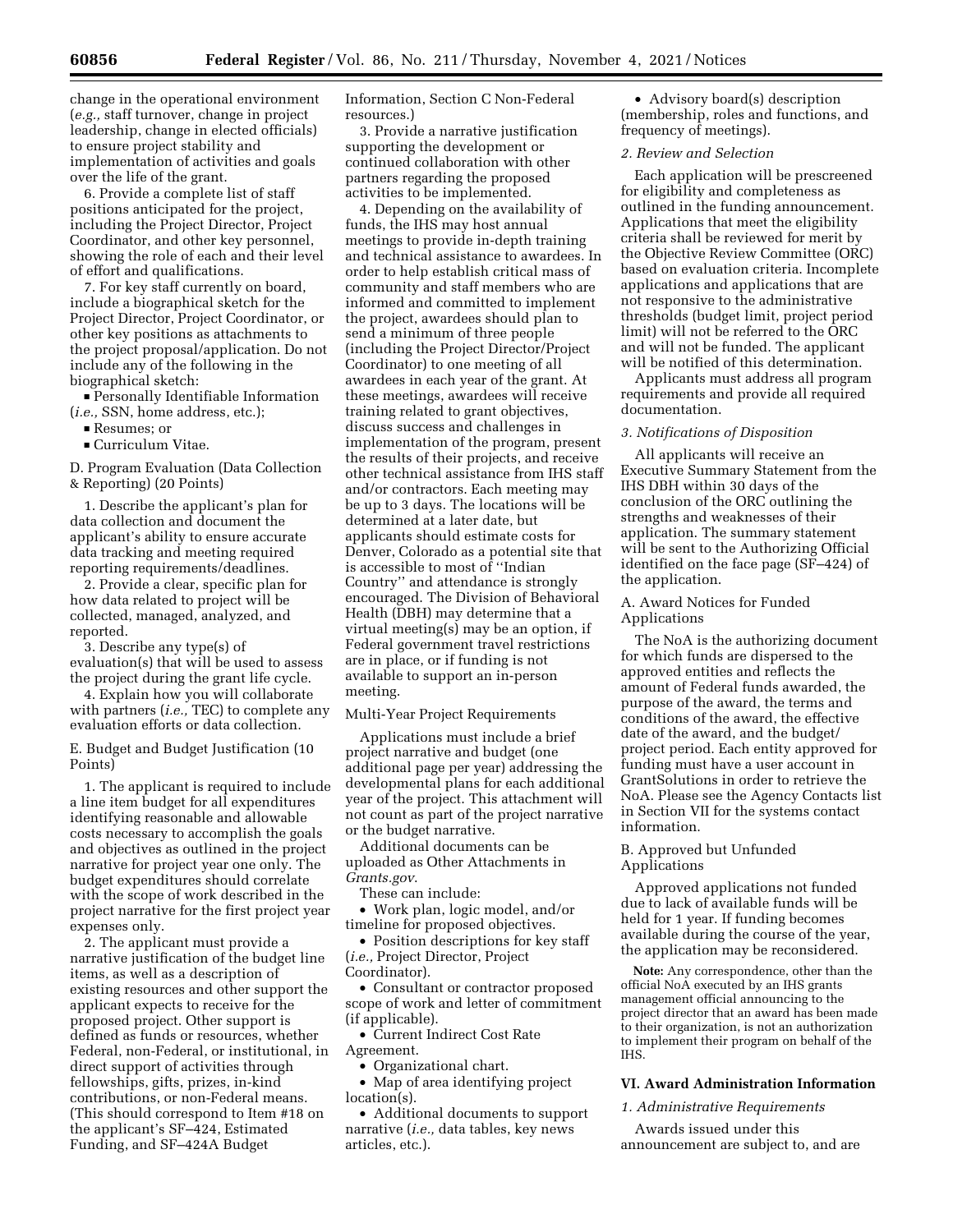change in the operational environment (*e.g.,* staff turnover, change in project leadership, change in elected officials) to ensure project stability and implementation of activities and goals over the life of the grant.

6. Provide a complete list of staff positions anticipated for the project, including the Project Director, Project Coordinator, and other key personnel, showing the role of each and their level of effort and qualifications.

7. For key staff currently on board, include a biographical sketch for the Project Director, Project Coordinator, or other key positions as attachments to the project proposal/application. Do not include any of the following in the biographical sketch:

- Personally Identifiable Information (*i.e.,* SSN, home address, etc.);
- Resumes; or
- Curriculum Vitae.

D. Program Evaluation (Data Collection & Reporting) (20 Points)

1. Describe the applicant's plan for data collection and document the applicant's ability to ensure accurate data tracking and meeting required reporting requirements/deadlines.

2. Provide a clear, specific plan for how data related to project will be collected, managed, analyzed, and reported.

3. Describe any type(s) of evaluation(s) that will be used to assess the project during the grant life cycle.

4. Explain how you will collaborate with partners (*i.e.,* TEC) to complete any evaluation efforts or data collection.

E. Budget and Budget Justification (10 Points)

1. The applicant is required to include a line item budget for all expenditures identifying reasonable and allowable costs necessary to accomplish the goals and objectives as outlined in the project narrative for project year one only. The budget expenditures should correlate with the scope of work described in the project narrative for the first project year expenses only.

2. The applicant must provide a narrative justification of the budget line items, as well as a description of existing resources and other support the applicant expects to receive for the proposed project. Other support is defined as funds or resources, whether Federal, non-Federal, or institutional, in direct support of activities through fellowships, gifts, prizes, in-kind contributions, or non-Federal means. (This should correspond to Item #18 on the applicant's SF–424, Estimated Funding, and SF–424A Budget Information, Section C Non-Federal resources.)

3. Provide a narrative justification supporting the development or continued collaboration with other partners regarding the proposed activities to be implemented.

4. Depending on the availability of funds, the IHS may host annual meetings to provide in-depth training and technical assistance to awardees. In order to help establish critical mass of community and staff members who are informed and committed to implement the project, awardees should plan to send a minimum of three people (including the Project Director/Project Coordinator) to one meeting of all awardees in each year of the grant. At these meetings, awardees will receive training related to grant objectives, discuss success and challenges in implementation of the program, present the results of their projects, and receive other technical assistance from IHS staff and/or contractors. Each meeting may be up to 3 days. The locations will be determined at a later date, but applicants should estimate costs for Denver, Colorado as a potential site that is accessible to most of ''Indian Country'' and attendance is strongly encouraged. The Division of Behavioral Health (DBH) may determine that a virtual meeting(s) may be an option, if Federal government travel restrictions are in place, or if funding is not available to support an in-person meeting.

Multi-Year Project Requirements

Applications must include a brief project narrative and budget (one additional page per year) addressing the developmental plans for each additional year of the project. This attachment will not count as part of the project narrative or the budget narrative.

Additional documents can be uploaded as Other Attachments in *Grants.gov*.

These can include:

- Work plan, logic model, and/or timeline for proposed objectives.
- Position descriptions for key staff (*i.e.,* Project Director, Project Coordinator).
- Consultant or contractor proposed scope of work and letter of commitment (if applicable).
- Current Indirect Cost Rate Agreement.
- Organizational chart.
- Map of area identifying project location(s).
- Additional documents to support narrative (*i.e.,* data tables, key news articles, etc.).
- Advisory board(s) description (membership, roles and functions, and frequency of meetings).

*2. Review and Selection*

Each application will be prescreened for eligibility and completeness as outlined in the funding announcement. Applications that meet the eligibility criteria shall be reviewed for merit by the Objective Review Committee (ORC) based on evaluation criteria. Incomplete applications and applications that are not responsive to the administrative thresholds (budget limit, project period limit) will not be referred to the ORC and will not be funded. The applicant will be notified of this determination.

Applicants must address all program requirements and provide all required documentation.

*3. Notifications of Disposition*

All applicants will receive an Executive Summary Statement from the IHS DBH within 30 days of the conclusion of the ORC outlining the strengths and weaknesses of their application. The summary statement will be sent to the Authorizing Official identified on the face page (SF–424) of the application.

A. Award Notices for Funded Applications

The NoA is the authorizing document for which funds are dispersed to the approved entities and reflects the amount of Federal funds awarded, the purpose of the award, the terms and conditions of the award, the effective date of the award, and the budget/project period. Each entity approved for funding must have a user account in GrantSolutions in order to retrieve the NoA. Please see the Agency Contacts list in Section VII for the systems contact information.

B. Approved but Unfunded Applications

Approved applications not funded due to lack of available funds will be held for 1 year. If funding becomes available during the course of the year, the application may be reconsidered.

**Note:** Any correspondence, other than the official NoA executed by an IHS grants management official announcing to the project director that an award has been made to their organization, is not an authorization to implement their program on behalf of the IHS.

## VI. Award Administration Information

*1. Administrative Requirements*

Awards issued under this announcement are subject to, and are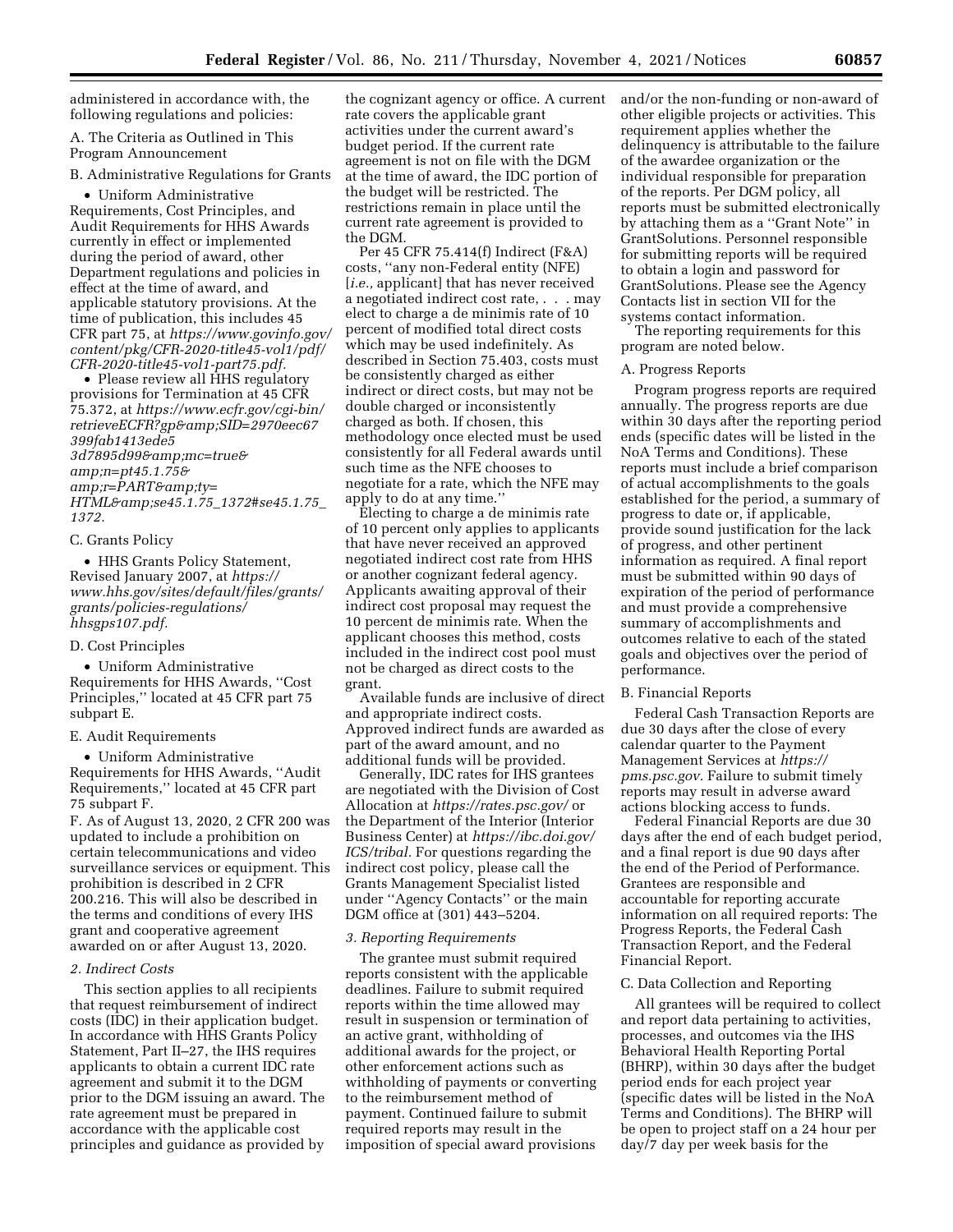administered in accordance with, the following regulations and policies:

A. The Criteria as Outlined in This Program Announcement

B. Administrative Regulations for Grants

- Uniform Administrative Requirements, Cost Principles, and Audit Requirements for HHS Awards currently in effect or implemented during the period of award, other Department regulations and policies in effect at the time of award, and applicable statutory provisions. At the time of publication, this includes 45 CFR part 75, at *https://www.govinfo.gov/content/pkg/CFR-2020-title45-vol1/pdf/CFR-2020-title45-vol1-part75.pdf.*
- Please review all HHS regulatory provisions for Termination at 45 CFR 75.372, at *https://www.ecfr.gov/cgi-bin/retrieveECFR?gp&amp;SID=2970eec67399fab1413ede53d7895d99&amp;mc=true&amp;n=pt45.1.75&amp;r=PART&amp;ty=HTML&amp;se45.1.75_1372#se45.1.75_1372.*

C. Grants Policy

- HHS Grants Policy Statement, Revised January 2007, at *https://www.hhs.gov/sites/default/files/grants/grants/policies-regulations/hhsgps107.pdf.*

D. Cost Principles

- Uniform Administrative Requirements for HHS Awards, ''Cost Principles,'' located at 45 CFR part 75 subpart E.

E. Audit Requirements

- Uniform Administrative Requirements for HHS Awards, ''Audit Requirements,'' located at 45 CFR part 75 subpart F.

F. As of August 13, 2020, 2 CFR 200 was updated to include a prohibition on certain telecommunications and video surveillance services or equipment. This prohibition is described in 2 CFR 200.216. This will also be described in the terms and conditions of every IHS grant and cooperative agreement awarded on or after August 13, 2020.

*2. Indirect Costs*

This section applies to all recipients that request reimbursement of indirect costs (IDC) in their application budget. In accordance with HHS Grants Policy Statement, Part II–27, the IHS requires applicants to obtain a current IDC rate agreement and submit it to the DGM prior to the DGM issuing an award. The rate agreement must be prepared in accordance with the applicable cost principles and guidance as provided by the cognizant agency or office. A current rate covers the applicable grant activities under the current award's budget period. If the current rate agreement is not on file with the DGM at the time of award, the IDC portion of the budget will be restricted. The restrictions remain in place until the current rate agreement is provided to the DGM.

Per 45 CFR 75.414(f) Indirect (F&A) costs, ''any non-Federal entity (NFE) [*i.e.,* applicant] that has never received a negotiated indirect cost rate, . . . may elect to charge a de minimis rate of 10 percent of modified total direct costs which may be used indefinitely. As described in Section 75.403, costs must be consistently charged as either indirect or direct costs, but may not be double charged or inconsistently charged as both. If chosen, this methodology once elected must be used consistently for all Federal awards until such time as the NFE chooses to negotiate for a rate, which the NFE may apply to do at any time.''

Electing to charge a de minimis rate of 10 percent only applies to applicants that have never received an approved negotiated indirect cost rate from HHS or another cognizant federal agency. Applicants awaiting approval of their indirect cost proposal may request the 10 percent de minimis rate. When the applicant chooses this method, costs included in the indirect cost pool must not be charged as direct costs to the grant.

Available funds are inclusive of direct and appropriate indirect costs. Approved indirect funds are awarded as part of the award amount, and no additional funds will be provided.

Generally, IDC rates for IHS grantees are negotiated with the Division of Cost Allocation at *https://rates.psc.gov/* or the Department of the Interior (Interior Business Center) at *https://ibc.doi.gov/ICS/tribal.* For questions regarding the indirect cost policy, please call the Grants Management Specialist listed under ''Agency Contacts'' or the main DGM office at (301) 443–5204.

*3. Reporting Requirements*

The grantee must submit required reports consistent with the applicable deadlines. Failure to submit required reports within the time allowed may result in suspension or termination of an active grant, withholding of additional awards for the project, or other enforcement actions such as withholding of payments or converting to the reimbursement method of payment. Continued failure to submit required reports may result in the imposition of special award provisions and/or the non-funding or non-award of other eligible projects or activities. This requirement applies whether the delinquency is attributable to the failure of the awardee organization or the individual responsible for preparation of the reports. Per DGM policy, all reports must be submitted electronically by attaching them as a ''Grant Note'' in GrantSolutions. Personnel responsible for submitting reports will be required to obtain a login and password for GrantSolutions. Please see the Agency Contacts list in section VII for the systems contact information.

The reporting requirements for this program are noted below.

A. Progress Reports

Program progress reports are required annually. The progress reports are due within 30 days after the reporting period ends (specific dates will be listed in the NoA Terms and Conditions). These reports must include a brief comparison of actual accomplishments to the goals established for the period, a summary of progress to date or, if applicable, provide sound justification for the lack of progress, and other pertinent information as required. A final report must be submitted within 90 days of expiration of the period of performance and must provide a comprehensive summary of accomplishments and outcomes relative to each of the stated goals and objectives over the period of performance.

B. Financial Reports

Federal Cash Transaction Reports are due 30 days after the close of every calendar quarter to the Payment Management Services at *https://pms.psc.gov.* Failure to submit timely reports may result in adverse award actions blocking access to funds.

Federal Financial Reports are due 30 days after the end of each budget period, and a final report is due 90 days after the end of the Period of Performance. Grantees are responsible and accountable for reporting accurate information on all required reports: The Progress Reports, the Federal Cash Transaction Report, and the Federal Financial Report.

C. Data Collection and Reporting

All grantees will be required to collect and report data pertaining to activities, processes, and outcomes via the IHS Behavioral Health Reporting Portal (BHRP), within 30 days after the budget period ends for each project year (specific dates will be listed in the NoA Terms and Conditions). The BHRP will be open to project staff on a 24 hour per day/7 day per week basis for the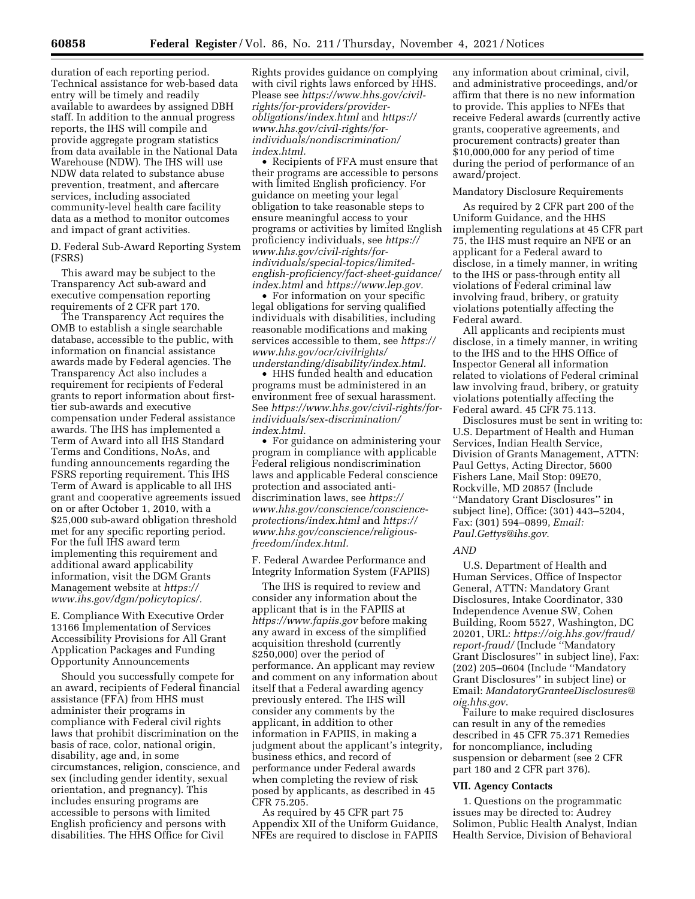duration of each reporting period. Technical assistance for web-based data entry will be timely and readily available to awardees by assigned DBH staff. In addition to the annual progress reports, the IHS will compile and provide aggregate program statistics from data available in the National Data Warehouse (NDW). The IHS will use NDW data related to substance abuse prevention, treatment, and aftercare services, including associated community-level health care facility data as a method to monitor outcomes and impact of grant activities.

D. Federal Sub-Award Reporting System (FSRS)

This award may be subject to the Transparency Act sub-award and executive compensation reporting requirements of 2 CFR part 170.

The Transparency Act requires the OMB to establish a single searchable database, accessible to the public, with information on financial assistance awards made by Federal agencies. The Transparency Act also includes a requirement for recipients of Federal grants to report information about first-tier sub-awards and executive compensation under Federal assistance awards. The IHS has implemented a Term of Award into all IHS Standard Terms and Conditions, NoAs, and funding announcements regarding the FSRS reporting requirement. This IHS Term of Award is applicable to all IHS grant and cooperative agreements issued on or after October 1, 2010, with a $25,000 sub-award obligation threshold met for any specific reporting period. For the full IHS award term implementing this requirement and additional award applicability information, visit the DGM Grants Management website at *https://www.ihs.gov/dgm/policytopics/.*

E. Compliance With Executive Order 13166 Implementation of Services Accessibility Provisions for All Grant Application Packages and Funding Opportunity Announcements

Should you successfully compete for an award, recipients of Federal financial assistance (FFA) from HHS must administer their programs in compliance with Federal civil rights laws that prohibit discrimination on the basis of race, color, national origin, disability, age and, in some circumstances, religion, conscience, and sex (including gender identity, sexual orientation, and pregnancy). This includes ensuring programs are accessible to persons with limited English proficiency and persons with disabilities. The HHS Office for Civil Rights provides guidance on complying with civil rights laws enforced by HHS. Please see *https://www.hhs.gov/civil-rights/for-providers/provider-obligations/index.html* and *https://www.hhs.gov/civil-rights/for-individuals/nondiscrimination/index.html.*

- Recipients of FFA must ensure that their programs are accessible to persons with limited English proficiency. For guidance on meeting your legal obligation to take reasonable steps to ensure meaningful access to your programs or activities by limited English proficiency individuals, see *https://www.hhs.gov/civil-rights/for-individuals/special-topics/limited-english-proficiency/fact-sheet-guidance/index.html* and *https://www.lep.gov.*
- For information on your specific legal obligations for serving qualified individuals with disabilities, including reasonable modifications and making services accessible to them, see *https://www.hhs.gov/ocr/civilrights/understanding/disability/index.html.*
- HHS funded health and education programs must be administered in an environment free of sexual harassment. See *https://www.hhs.gov/civil-rights/for-individuals/sex-discrimination/index.html.*
- For guidance on administering your program in compliance with applicable Federal religious nondiscrimination laws and applicable Federal conscience protection and associated anti-discrimination laws, see *https://www.hhs.gov/conscience/conscience-protections/index.html* and *https://www.hhs.gov/conscience/religious-freedom/index.html.*

F. Federal Awardee Performance and Integrity Information System (FAPIIS)

The IHS is required to review and consider any information about the applicant that is in the FAPIIS at *https://www.fapiis.gov* before making any award in excess of the simplified acquisition threshold (currently $250,000) over the period of performance. An applicant may review and comment on any information about itself that a Federal awarding agency previously entered. The IHS will consider any comments by the applicant, in addition to other information in FAPIIS, in making a judgment about the applicant's integrity, business ethics, and record of performance under Federal awards when completing the review of risk posed by applicants, as described in 45 CFR 75.205.

As required by 45 CFR part 75 Appendix XII of the Uniform Guidance, NFEs are required to disclose in FAPIIS any information about criminal, civil, and administrative proceedings, and/or affirm that there is no new information to provide. This applies to NFEs that receive Federal awards (currently active grants, cooperative agreements, and procurement contracts) greater than $10,000,000 for any period of time during the period of performance of an award/project.

Mandatory Disclosure Requirements

As required by 2 CFR part 200 of the Uniform Guidance, and the HHS implementing regulations at 45 CFR part 75, the IHS must require an NFE or an applicant for a Federal award to disclose, in a timely manner, in writing to the IHS or pass-through entity all violations of Federal criminal law involving fraud, bribery, or gratuity violations potentially affecting the Federal award.

All applicants and recipients must disclose, in a timely manner, in writing to the IHS and to the HHS Office of Inspector General all information related to violations of Federal criminal law involving fraud, bribery, or gratuity violations potentially affecting the Federal award. 45 CFR 75.113.

Disclosures must be sent in writing to: U.S. Department of Health and Human Services, Indian Health Service, Division of Grants Management, ATTN: Paul Gettys, Acting Director, 5600 Fishers Lane, Mail Stop: 09E70, Rockville, MD 20857 (Include "Mandatory Grant Disclosures" in subject line), Office: (301) 443–5204, Fax: (301) 594–0899, *Email: Paul.Gettys@ihs.gov*.

*AND*

U.S. Department of Health and Human Services, Office of Inspector General, ATTN: Mandatory Grant Disclosures, Intake Coordinator, 330 Independence Avenue SW, Cohen Building, Room 5527, Washington, DC 20201, URL: *https://oig.hhs.gov/fraud/report-fraud/* (Include "Mandatory Grant Disclosures" in subject line), Fax: (202) 205–0604 (Include "Mandatory Grant Disclosures" in subject line) or Email: *MandatoryGranteeDisclosures@oig.hhs.gov*.

Failure to make required disclosures can result in any of the remedies described in 45 CFR 75.371 Remedies for noncompliance, including suspension or debarment (see 2 CFR part 180 and 2 CFR part 376).

## VII. Agency Contacts

1. Questions on the programmatic issues may be directed to: Audrey Solimon, Public Health Analyst, Indian Health Service, Division of Behavioral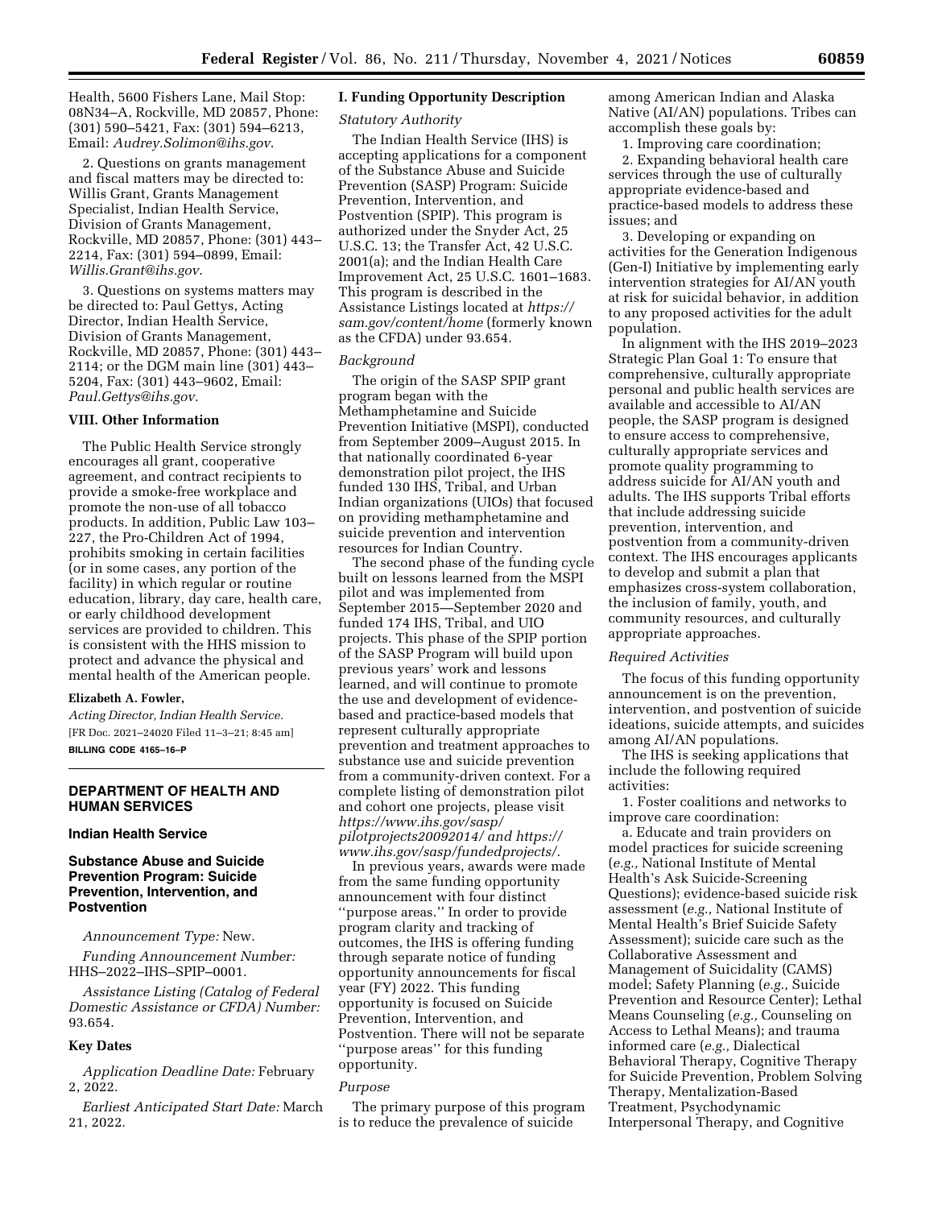Health, 5600 Fishers Lane, Mail Stop: 08N34–A, Rockville, MD 20857, Phone: (301) 590–5421, Fax: (301) 594–6213, Email: *Audrey.Solimon@ihs.gov*.

2. Questions on grants management and fiscal matters may be directed to: Willis Grant, Grants Management Specialist, Indian Health Service, Division of Grants Management, Rockville, MD 20857, Phone: (301) 443–2214, Fax: (301) 594–0899, Email: *Willis.Grant@ihs.gov*.

3. Questions on systems matters may be directed to: Paul Gettys, Acting Director, Indian Health Service, Division of Grants Management, Rockville, MD 20857, Phone: (301) 443–2114; or the DGM main line (301) 443–5204, Fax: (301) 443–9602, Email: *Paul.Gettys@ihs.gov*.

## VIII. Other Information

The Public Health Service strongly encourages all grant, cooperative agreement, and contract recipients to provide a smoke-free workplace and promote the non-use of all tobacco products. In addition, Public Law 103–227, the Pro-Children Act of 1994, prohibits smoking in certain facilities (or in some cases, any portion of the facility) in which regular or routine education, library, day care, health care, or early childhood development services are provided to children. This is consistent with the HHS mission to protect and advance the physical and mental health of the American people.

**Elizabeth A. Fowler,**

*Acting Director, Indian Health Service.*

[FR Doc. 2021–24020 Filed 11–3–21; 8:45 am]

**BILLING CODE 4165–16–P**

---

## DEPARTMENT OF HEALTH AND HUMAN SERVICES

### Indian Health Service

### Substance Abuse and Suicide Prevention Program: Suicide Prevention, Intervention, and Postvention

*Announcement Type:* New.

*Funding Announcement Number:* HHS–2022–IHS–SPIP–0001.

*Assistance Listing (Catalog of Federal Domestic Assistance or CFDA) Number:* 93.654.

### Key Dates

*Application Deadline Date:* February 2, 2022.

*Earliest Anticipated Start Date:* March 21, 2022.

## I. Funding Opportunity Description

### *Statutory Authority*

The Indian Health Service (IHS) is accepting applications for a component of the Substance Abuse and Suicide Prevention (SASP) Program: Suicide Prevention, Intervention, and Postvention (SPIP). This program is authorized under the Snyder Act, 25 U.S.C. 13; the Transfer Act, 42 U.S.C. 2001(a); and the Indian Health Care Improvement Act, 25 U.S.C. 1601–1683. This program is described in the Assistance Listings located at *https://sam.gov/content/home* (formerly known as the CFDA) under 93.654.

### *Background*

The origin of the SASP SPIP grant program began with the Methamphetamine and Suicide Prevention Initiative (MSPI), conducted from September 2009–August 2015. In that nationally coordinated 6-year demonstration pilot project, the IHS funded 130 IHS, Tribal, and Urban Indian organizations (UIOs) that focused on providing methamphetamine and suicide prevention and intervention resources for Indian Country.

The second phase of the funding cycle built on lessons learned from the MSPI pilot and was implemented from September 2015—September 2020 and funded 174 IHS, Tribal, and UIO projects. This phase of the SPIP portion of the SASP Program will build upon previous years' work and lessons learned, and will continue to promote the use and development of evidence-based and practice-based models that represent culturally appropriate prevention and treatment approaches to substance use and suicide prevention from a community-driven context. For a complete listing of demonstration pilot and cohort one projects, please visit *https://www.ihs.gov/sasp/pilotprojects20092014/ and https://www.ihs.gov/sasp/fundedprojects/*.

In previous years, awards were made from the same funding opportunity announcement with four distinct ''purpose areas.'' In order to provide program clarity and tracking of outcomes, the IHS is offering funding through separate notice of funding opportunity announcements for fiscal year (FY) 2022. This funding opportunity is focused on Suicide Prevention, Intervention, and Postvention. There will not be separate ''purpose areas'' for this funding opportunity.

### *Purpose*

The primary purpose of this program is to reduce the prevalence of suicide among American Indian and Alaska Native (AI/AN) populations. Tribes can accomplish these goals by:

1. Improving care coordination;

2. Expanding behavioral health care services through the use of culturally appropriate evidence-based and practice-based models to address these issues; and

3. Developing or expanding on activities for the Generation Indigenous (Gen-I) Initiative by implementing early intervention strategies for AI/AN youth at risk for suicidal behavior, in addition to any proposed activities for the adult population.

In alignment with the IHS 2019–2023 Strategic Plan Goal 1: To ensure that comprehensive, culturally appropriate personal and public health services are available and accessible to AI/AN people, the SASP program is designed to ensure access to comprehensive, culturally appropriate services and promote quality programming to address suicide for AI/AN youth and adults. The IHS supports Tribal efforts that include addressing suicide prevention, intervention, and postvention from a community-driven context. The IHS encourages applicants to develop and submit a plan that emphasizes cross-system collaboration, the inclusion of family, youth, and community resources, and culturally appropriate approaches.

### *Required Activities*

The focus of this funding opportunity announcement is on the prevention, intervention, and postvention of suicide ideations, suicide attempts, and suicides among AI/AN populations.

The IHS is seeking applications that include the following required activities:

1. Foster coalitions and networks to improve care coordination:

a. Educate and train providers on model practices for suicide screening (*e.g.,* National Institute of Mental Health's Ask Suicide-Screening Questions); evidence-based suicide risk assessment (*e.g.,* National Institute of Mental Health's Brief Suicide Safety Assessment); suicide care such as the Collaborative Assessment and Management of Suicidality (CAMS) model; Safety Planning (*e.g.,* Suicide Prevention and Resource Center); Lethal Means Counseling (*e.g.,* Counseling on Access to Lethal Means); and trauma informed care (*e.g.,* Dialectical Behavioral Therapy, Cognitive Therapy for Suicide Prevention, Problem Solving Therapy, Mentalization-Based Treatment, Psychodynamic Interpersonal Therapy, and Cognitive